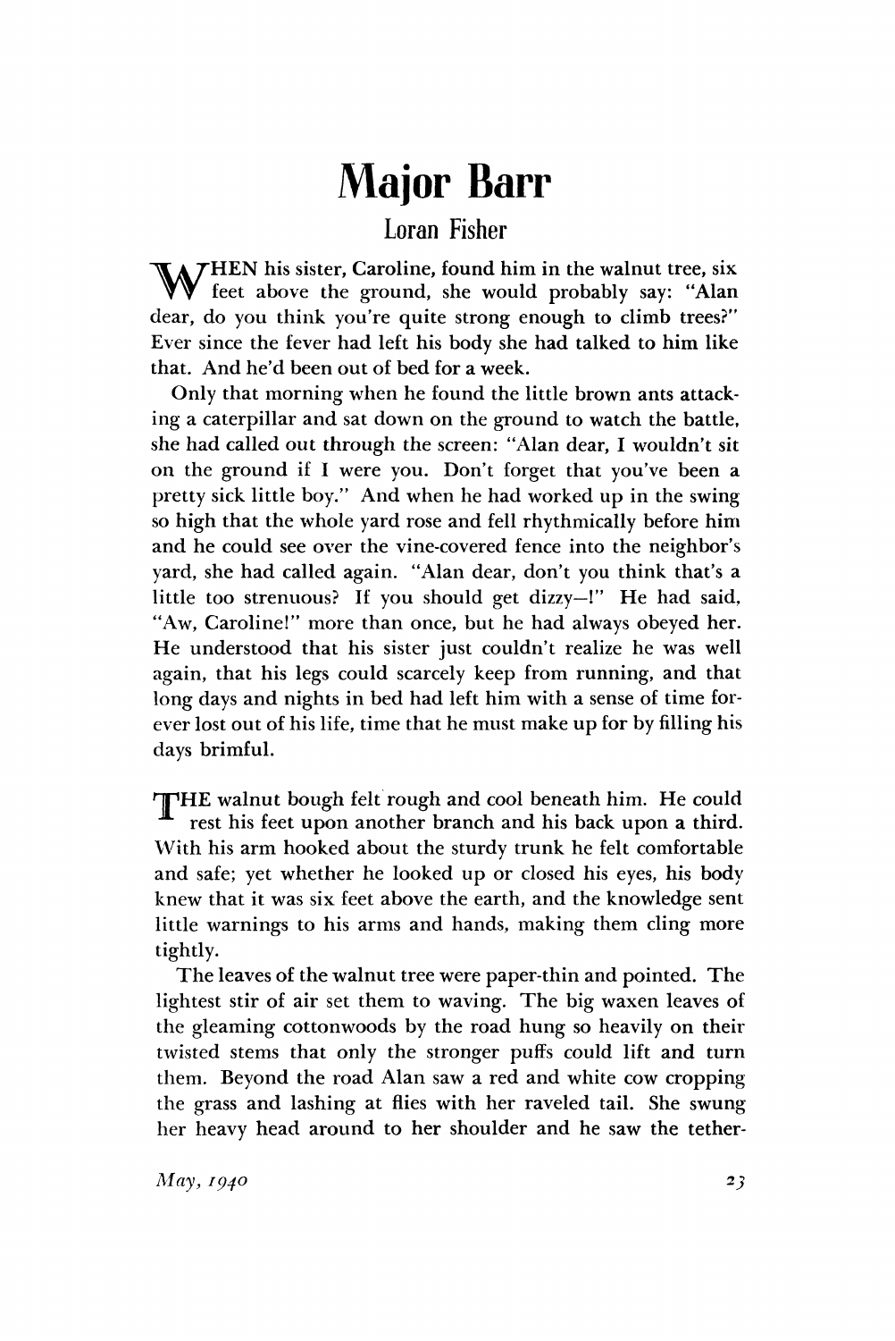# Major Barr

## Loran Fisher

WHEN his sister, Caroline, found him in the walnut tree, six feet above the ground, she would probably say: "Alan dear, do you think you're quite strong enough to climb trees?" Ever since the fever had left his body she had talked to him like that. And he'd been out of bed for a week.

Only that morning when he found the little brown ants attacking a caterpillar and sat down on the ground to watch the battle, she had called out through the screen: "Alan dear, I wouldn't sit on the ground if I were you. Don't forget that you've been a pretty sick little boy." And when he had worked up in the swing so high that the whole yard rose and fell rhythmically before him and he could see over the vine-covered fence into the neighbor's yard, she had called again. "Alan dear, don't you think that's a little too strenuous? If you should get dizzy—!" He had said, "Aw, Caroline!" more than once, but he had always obeyed her. He understood that his sister just couldn't realize he was well again, that his legs could scarcely keep from running, and that long days and nights in bed had left him with a sense of time forever lost out of his life, time that he must make up for by filling his days brimful.

THE walnut bough felt rough and cool beneath him. He could rest his feet upon another branch and his back upon a third. With his arm hooked about the sturdy trunk he felt comfortable and safe; yet whether he looked up or closed his eyes, his body knew that it was six feet above the earth, and the knowledge sent little warnings to his arms and hands, making them cling more tightly.

The leaves of the walnut tree were paper-thin and pointed. The lightest stir of air set them to waving. The big waxen leaves of the gleaming cottonwoods by the road hung so heavily on their twisted stems that only the stronger puffs could lift and turn them. Beyond the road Alan saw a red and white cow cropping the grass and lashing at flies with her raveled tail. She swung her heavy head around to her shoulder and he saw the tether-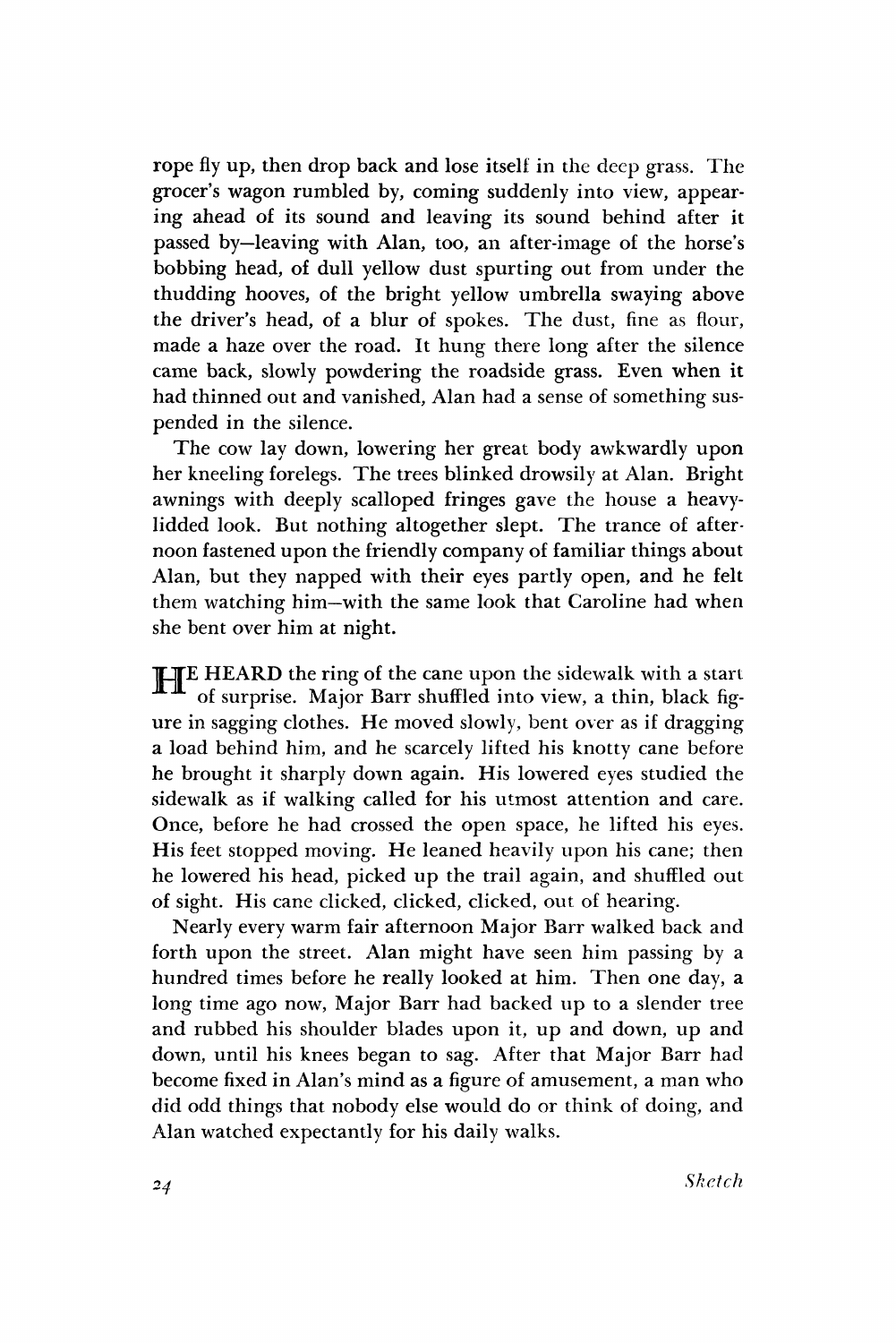rope fly up, then drop back and lose itself in the deep grass. The grocer's wagon rumbled by, coming suddenly into view, appearing ahead of its sound and leaving its sound behind after it passed by—leaving with Alan, too, an after-image of the horse's bobbing head, of dull yellow dust spurting out from under the thudding hooves, of the bright yellow umbrella swaying above the driver's head, of a blur of spokes. The dust, fine as flour, made a haze over the road. It hung there long after the silence came back, slowly powdering the roadside grass. Even when it had thinned out and vanished, Alan had a sense of something suspended in the silence.

The cow lay down, lowering her great body awkwardly upon her kneeling forelegs. The trees blinked drowsily at Alan. Bright awnings with deeply scalloped fringes gave the house a heavy-lidded look. But nothing altogether slept. The trance of afternoon fastened upon the friendly company of familiar things about Alan, but they napped with their eyes partly open, and he felt them watching him—with the same look that Caroline had when she bent over him at night.

HE HEARD the ring of the cane upon the sidewalk with a start of surprise. Major Barr shuffled into view, a thin, black figure in sagging clothes. He moved slowly, bent over as if dragging a load behind him, and he scarcely lifted his knotty cane before he brought it sharply down again. His lowered eyes studied the sidewalk as if walking called for his utmost attention and care. Once, before he had crossed the open space, he lifted his eyes. His feet stopped moving. He leaned heavily upon his cane; then he lowered his head, picked up the trail again, and shuffled out of sight. His cane clicked, clicked, clicked, out of hearing.

Nearly every warm fair afternoon Major Barr walked back and forth upon the street. Alan might have seen him passing by a hundred times before he really looked at him. Then one day, a long time ago now, Major Barr had backed up to a slender tree and rubbed his shoulder blades upon it, up and down, up and down, until his knees began to sag. After that Major Barr had become fixed in Alan's mind as a figure of amusement, a man who did odd things that nobody else would do or think of doing, and Alan watched expectantly for his daily walks.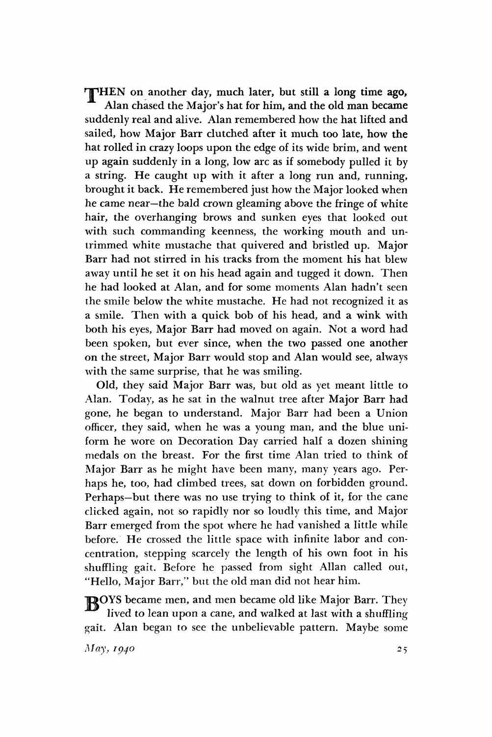THEN on another day, much later, but still a long time ago, Alan chased the Major's hat for him, and the old man became suddenly real and alive. Alan remembered how the hat lifted and sailed, how Major Barr clutched after it much too late, how the hat rolled in crazy loops upon the edge of its wide brim, and went up again suddenly in a long, low arc as if somebody pulled it by a string. He caught up with it after a long run and, running, brought it back. He remembered just how the Major looked when he came near—the bald crown gleaming above the fringe of white hair, the overhanging brows and sunken eyes that looked out with such commanding keenness, the working mouth and untrimmed white mustache that quivered and bristled up. Major Barr had not stirred in his tracks from the moment his hat blew away until he set it on his head again and tugged it down. Then he had looked at Alan, and for some moments Alan hadn't seen the smile below the white mustache. He had not recognized it as a smile. Then with a quick bob of his head, and a wink with both his eyes, Major Barr had moved on again. Not a word had been spoken, but ever since, when the two passed one another on the street, Major Barr would stop and Alan would see, always with the same surprise, that he was smiling.

Old, they said Major Barr was, but old as yet meant little to Alan. Today, as he sat in the walnut tree after Major Barr had gone, he began to understand. Major Barr had been a Union officer, they said, when he was a young man, and the blue uniform he wore on Decoration Day carried half a dozen shining medals on the breast. For the first time Alan tried to think of Major Barr as he might have been many, many years ago. Perhaps he, too, had climbed trees, sat down on forbidden ground. Perhaps—but there was no use trying to think of it, for the cane clicked again, not so rapidly nor so loudly this time, and Major Barr emerged from the spot where he had vanished a little while before. He crossed the little space with infinite labor and concentration, stepping scarcely the length of his own foot in his shuffling gait. Before he passed from sight Allan called out, "Hello, Major Barr," but the old man did not hear him.

BOYS became men, and men became old like Major Barr. They lived to lean upon a cane, and walked at last with a shuffling gait. Alan began to see the unbelievable pattern. Maybe some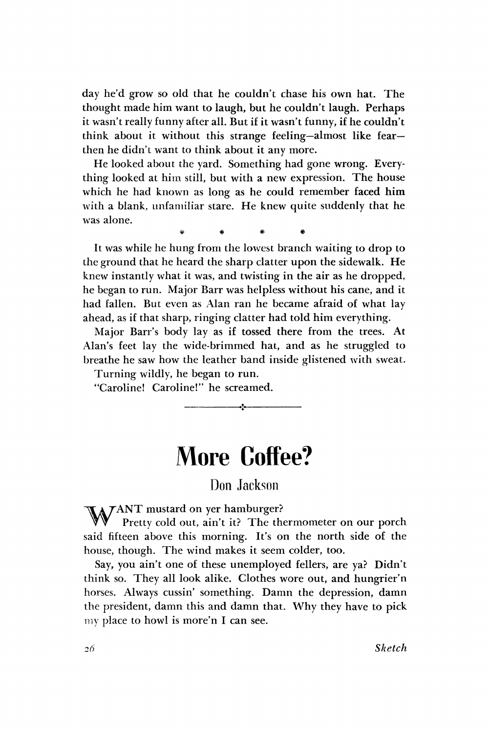day he'd grow so old that he couldn't chase his own hat. The thought made him want to laugh, but he couldn't laugh. Perhaps it wasn't really funny after all. But if it wasn't funny, if he couldn't think about it without this strange feeling—almost like fear—then he didn't want to think about it any more.

He looked about the yard. Something had gone wrong. Everything looked at him still, but with a new expression. The house which he had known as long as he could remember faced him with a blank, unfamiliar stare. He knew quite suddenly that he was alone.

\* \* \* \*

It was while he hung from the lowest branch waiting to drop to the ground that he heard the sharp clatter upon the sidewalk. He knew instantly what it was, and twisting in the air as he dropped, he began to run. Major Barr was helpless without his cane, and it had fallen. But even as Alan ran he became afraid of what lay ahead, as if that sharp, ringing clatter had told him everything.

Major Barr's body lay as if tossed there from the trees. At Alan's feet lay the wide-brimmed hat, and as he struggled to breathe he saw how the leather band inside glistened with sweat.

Turning wildly, he began to run.

"Caroline! Caroline!" he screamed.

---

# More Coffee?

## Don Jackson

WANT mustard on yer hamburger?

Pretty cold out, ain't it? The thermometer on our porch said fifteen above this morning. It's on the north side of the house, though. The wind makes it seem colder, too.

Say, you ain't one of these unemployed fellers, are ya? Didn't think so. They all look alike. Clothes wore out, and hungrier'n horses. Always cussin' something. Damn the depression, damn the president, damn this and damn that. Why they have to pick my place to howl is more'n I can see.